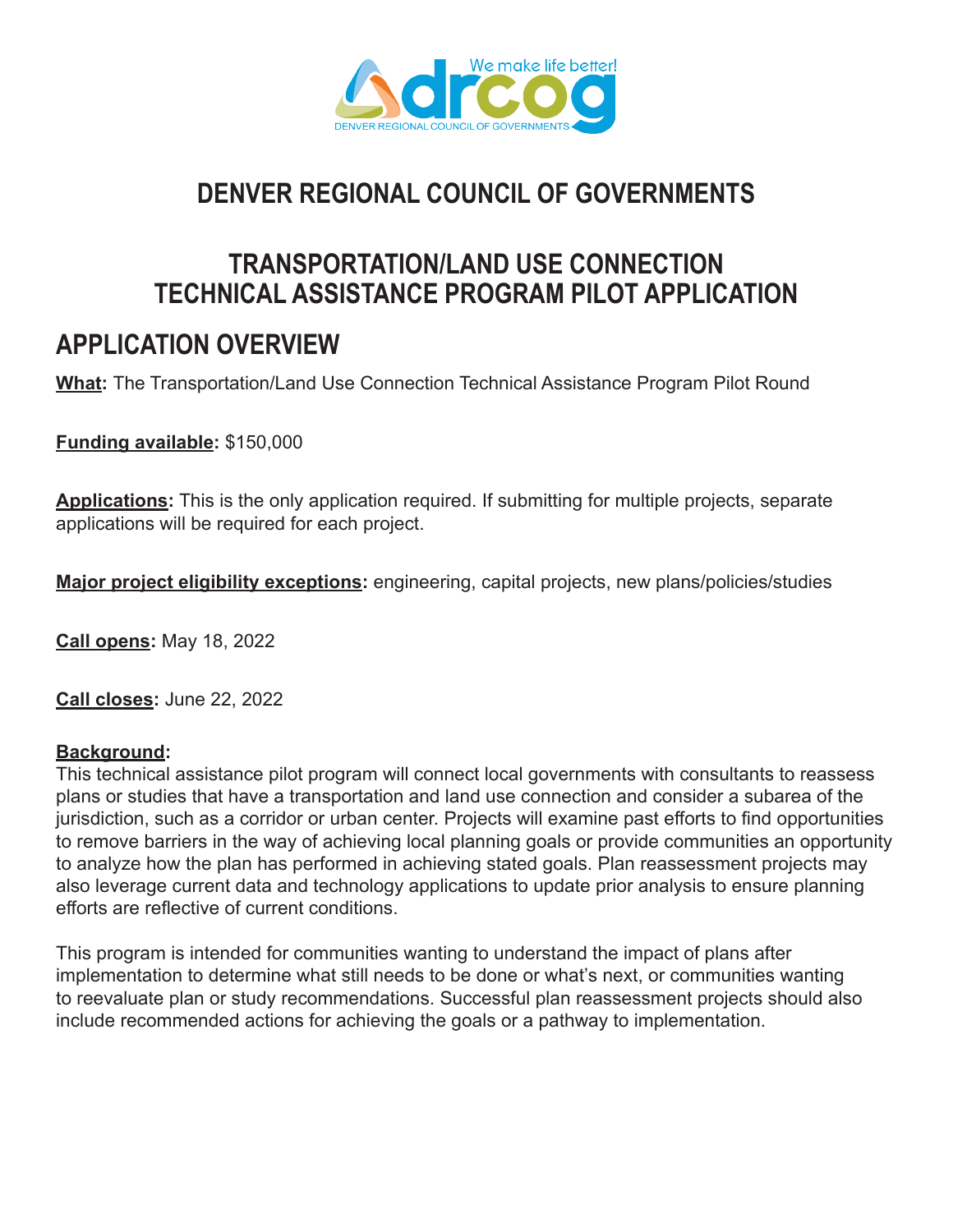# DENVER REGIONAL COUNCIL OF GOVERNMENTS

## TRANSPORTATION/LAND USE CONNECTION TECHNICAL ASSISTANCE PROGRAM PILOT APPLICATION

## APPLICATION OVERVIEW

**What:** The Transportation/Land Use Connection Technical Assistance Program Pilot Round

**Funding available:** $150,000

**Applications:** This is the only application required. If submitting for multiple projects, separate applications will be required for each project.

**Major project eligibility exceptions:** engineering, capital projects, new plans/policies/studies

**Call opens:** May 18, 2022

**Call closes:** June 22, 2022

**Background:**
This technical assistance pilot program will connect local governments with consultants to reassess plans or studies that have a transportation and land use connection and consider a subarea of the jurisdiction, such as a corridor or urban center. Projects will examine past efforts to find opportunities to remove barriers in the way of achieving local planning goals or provide communities an opportunity to analyze how the plan has performed in achieving stated goals. Plan reassessment projects may also leverage current data and technology applications to update prior analysis to ensure planning efforts are reflective of current conditions.

This program is intended for communities wanting to understand the impact of plans after implementation to determine what still needs to be done or what's next, or communities wanting to reevaluate plan or study recommendations. Successful plan reassessment projects should also include recommended actions for achieving the goals or a pathway to implementation.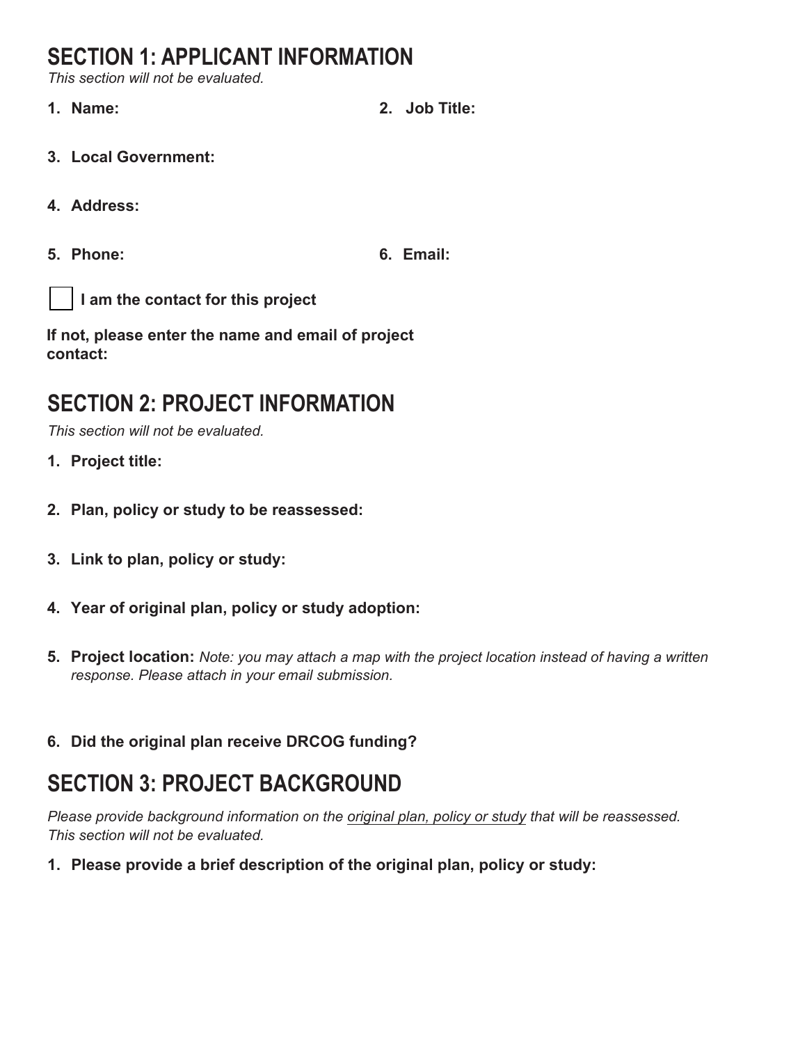## SECTION 1: APPLICANT INFORMATION

*This section will not be evaluated.*

1. **Name:**
2. **Job Title:**
3. **Local Government:**
4. **Address:**
5. **Phone:**
6. **Email:**

☐ **I am the contact for this project**

**If not, please enter the name and email of project contact:**

## SECTION 2: PROJECT INFORMATION

*This section will not be evaluated.*

1. **Project title:**
2. **Plan, policy or study to be reassessed:**
3. **Link to plan, policy or study:**
4. **Year of original plan, policy or study adoption:**
5. **Project location:** *Note: you may attach a map with the project location instead of having a written response. Please attach in your email submission.*
6. **Did the original plan receive DRCOG funding?**

## SECTION 3: PROJECT BACKGROUND

*Please provide background information on the original plan, policy or study that will be reassessed. This section will not be evaluated.*

1. **Please provide a brief description of the original plan, policy or study:**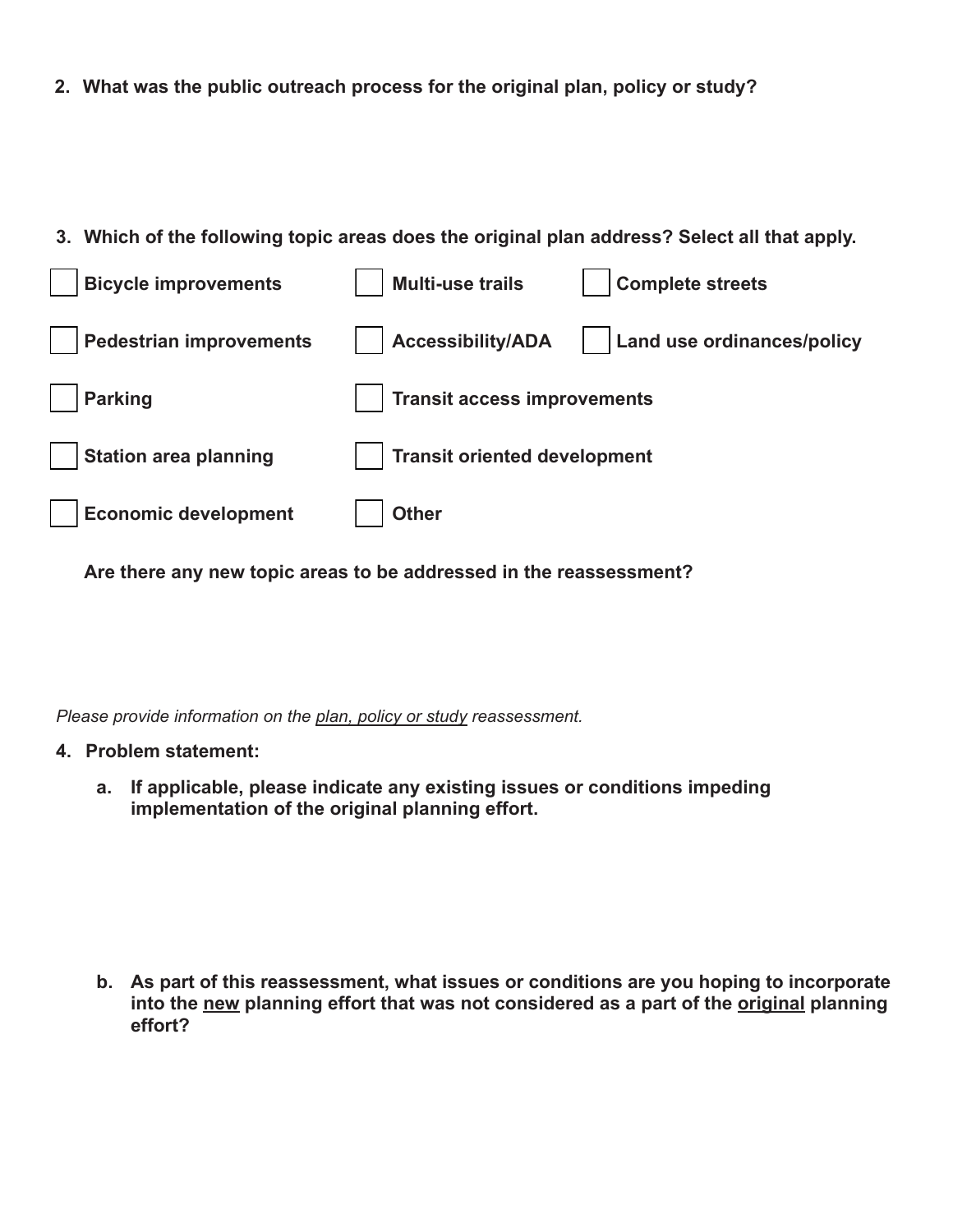2. **What was the public outreach process for the original plan, policy or study?**

3. **Which of the following topic areas does the original plan address? Select all that apply.**

- [ ] **Bicycle improvements**
- [ ] **Multi-use trails**
- [ ] **Complete streets**
- [ ] **Pedestrian improvements**
- [ ] **Accessibility/ADA**
- [ ] **Land use ordinances/policy**
- [ ] **Parking**
- [ ] **Transit access improvements**
- [ ] **Station area planning**
- [ ] **Transit oriented development**
- [ ] **Economic development**
- [ ] **Other**

**Are there any new topic areas to be addressed in the reassessment?**

*Please provide information on the plan, policy or study reassessment.*

4. **Problem statement:**

   a. **If applicable, please indicate any existing issues or conditions impeding implementation of the original planning effort.**

   b. **As part of this reassessment, what issues or conditions are you hoping to incorporate into the new planning effort that was not considered as a part of the original planning effort?**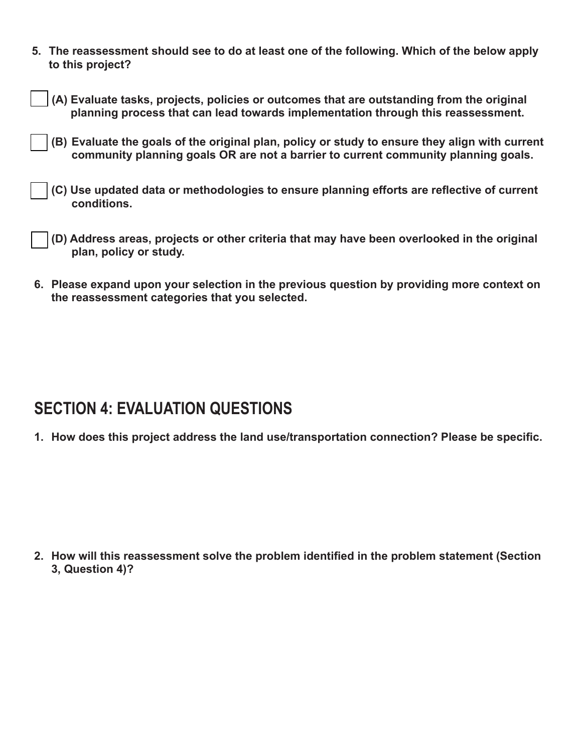**5. The reassessment should see to do at least one of the following. Which of the below apply to this project?**

- [ ] **(A) Evaluate tasks, projects, policies or outcomes that are outstanding from the original planning process that can lead towards implementation through this reassessment.**
- [ ] **(B) Evaluate the goals of the original plan, policy or study to ensure they align with current community planning goals OR are not a barrier to current community planning goals.**
- [ ] **(C) Use updated data or methodologies to ensure planning efforts are reflective of current conditions.**
- [ ] **(D) Address areas, projects or other criteria that may have been overlooked in the original plan, policy or study.**

**6. Please expand upon your selection in the previous question by providing more context on the reassessment categories that you selected.**

## SECTION 4: EVALUATION QUESTIONS

**1. How does this project address the land use/transportation connection? Please be specific.**

**2. How will this reassessment solve the problem identified in the problem statement (Section 3, Question 4)?**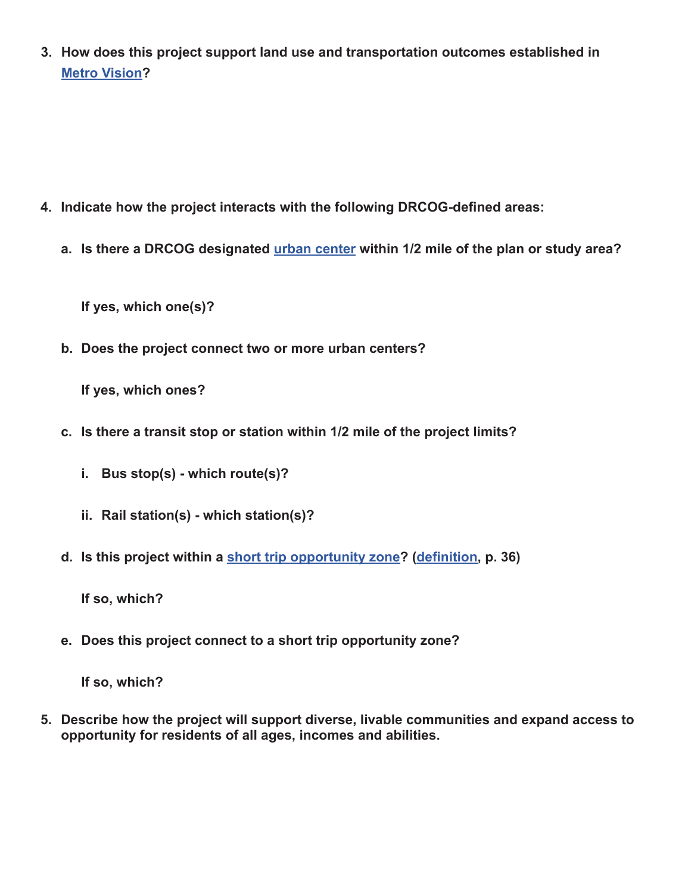3. **How does this project support land use and transportation outcomes established in [Metro Vision](#)?**

4. **Indicate how the project interacts with the following DRCOG-defined areas:**

   a. **Is there a DRCOG designated [urban center](#) within 1/2 mile of the plan or study area?**

      **If yes, which one(s)?**

   b. **Does the project connect two or more urban centers?**

      **If yes, which ones?**

   c. **Is there a transit stop or station within 1/2 mile of the project limits?**

      i. **Bus stop(s) - which route(s)?**

      ii. **Rail station(s) - which station(s)?**

   d. **Is this project within a [short trip opportunity zone](#)? ([definition](#), p. 36)**

      **If so, which?**

   e. **Does this project connect to a short trip opportunity zone?**

      **If so, which?**

5. **Describe how the project will support diverse, livable communities and expand access to opportunity for residents of all ages, incomes and abilities.**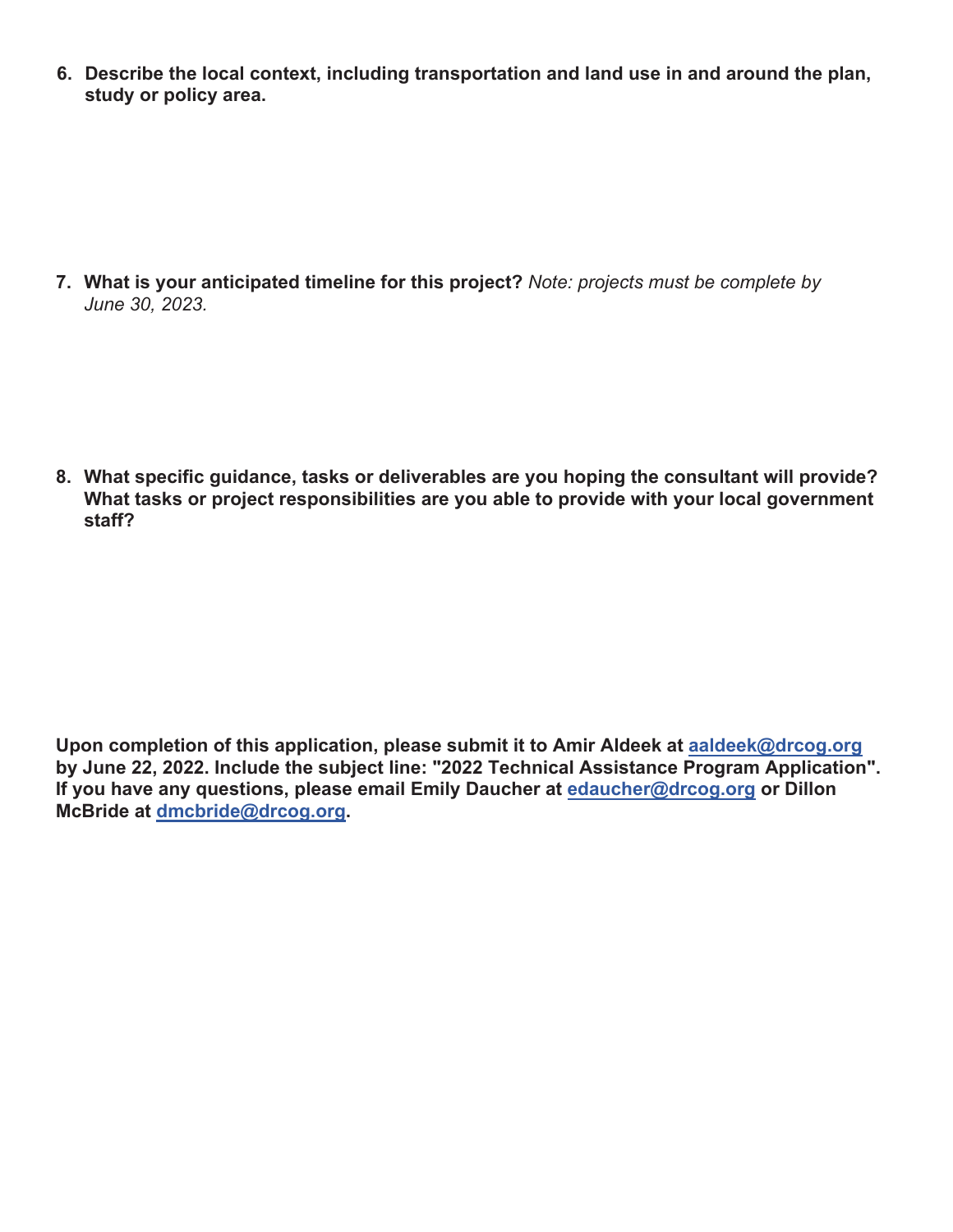6. **Describe the local context, including transportation and land use in and around the plan, study or policy area.**

7. **What is your anticipated timeline for this project?** *Note: projects must be complete by June 30, 2023.*

8. **What specific guidance, tasks or deliverables are you hoping the consultant will provide? What tasks or project responsibilities are you able to provide with your local government staff?**

**Upon completion of this application, please submit it to Amir Aldeek at [aaldeek@drcog.org](mailto:aaldeek@drcog.org) by June 22, 2022. Include the subject line: "2022 Technical Assistance Program Application". If you have any questions, please email Emily Daucher at [edaucher@drcog.org](mailto:edaucher@drcog.org) or Dillon McBride at [dmcbride@drcog.org](mailto:dmcbride@drcog.org).**